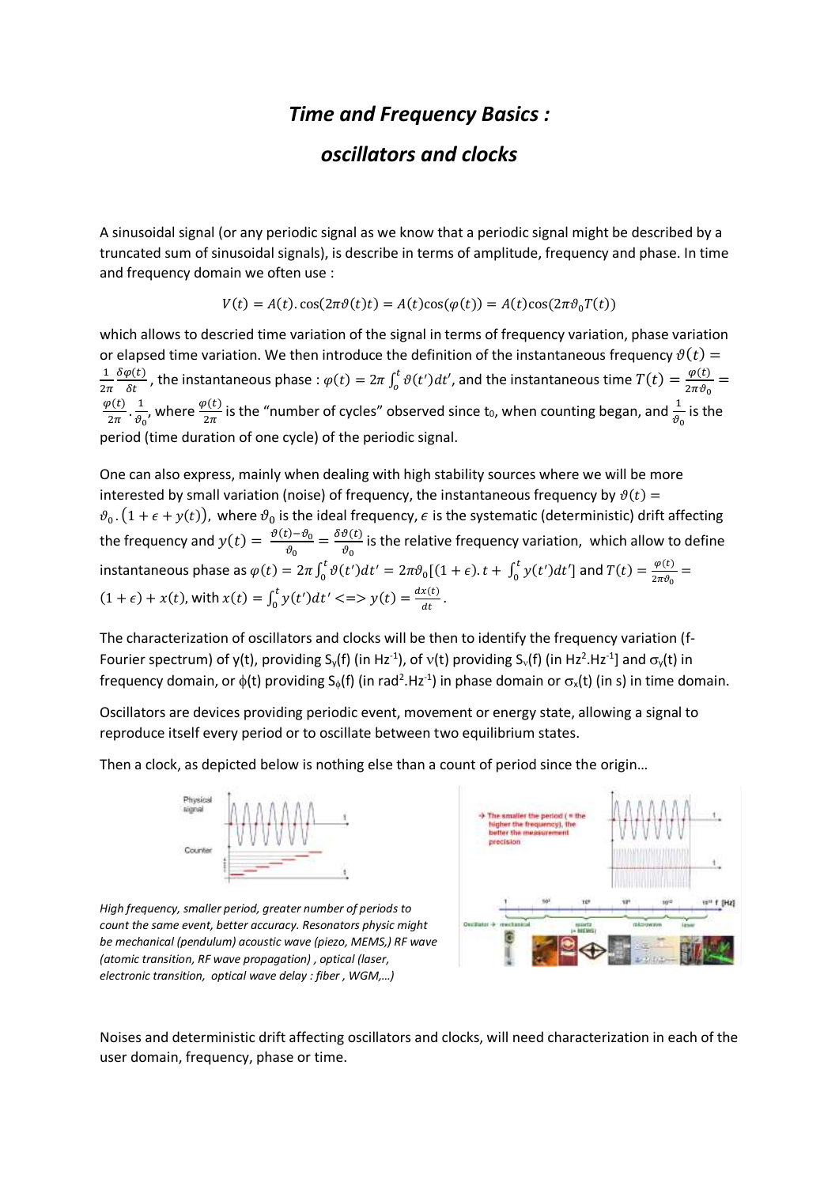# *Time and Frequency Basics :*

## *oscillators and clocks*

A sinusoidal signal (or any periodic signal as we know that a periodic signal might be described by a truncated sum of sinusoidal signals), is describe in terms of amplitude, frequency and phase. In time and frequency domain we often use :

$$V(t) = A(t).\cos(2\pi\vartheta(t)t) = A(t)\cos(\varphi(t)) = A(t)\cos(2\pi\vartheta_0 T(t))$$

which allows to descried time variation of the signal in terms of frequency variation, phase variation or elapsed time variation. We then introduce the definition of the instantaneous frequency $\vartheta(t) = \frac{1}{2\pi}\frac{\delta\varphi(t)}{\delta t}$, the instantaneous phase : $\varphi(t) = 2\pi\int_o^t \vartheta(t')dt'$, and the instantaneous time $T(t) = \frac{\varphi(t)}{2\pi\vartheta_0} = \frac{\varphi(t)}{2\pi}.\frac{1}{\vartheta_0}$, where $\frac{\varphi(t)}{2\pi}$ is the "number of cycles" observed since $t_0$, when counting began, and $\frac{1}{\vartheta_0}$ is the period (time duration of one cycle) of the periodic signal.

One can also express, mainly when dealing with high stability sources where we will be more interested by small variation (noise) of frequency, the instantaneous frequency by $\vartheta(t) = \vartheta_0.(1+\epsilon+y(t))$, where $\vartheta_0$ is the ideal frequency, $\epsilon$ is the systematic (deterministic) drift affecting the frequency and $y(t) = \frac{\vartheta(t)-\vartheta_0}{\vartheta_0} = \frac{\delta\vartheta(t)}{\vartheta_0}$ is the relative frequency variation, which allow to define instantaneous phase as $\varphi(t) = 2\pi\int_0^t \vartheta(t')dt' = 2\pi\vartheta_0[(1+\epsilon).t + \int_0^t y(t')dt']$ and $T(t) = \frac{\varphi(t)}{2\pi\vartheta_0} = (1+\epsilon) + x(t)$, with $x(t) = \int_0^t y(t')dt' \iff y(t) = \frac{dx(t)}{dt}$.

The characterization of oscillators and clocks will be then to identify the frequency variation (f-Fourier spectrum) of y(t), providing $S_y(f)$ (in $Hz^{-1}$), of $\nu(t)$ providing $S_\nu(f)$ (in $Hz^2.Hz^{-1}$] and $\sigma_y(t)$ in frequency domain, or $\phi(t)$ providing $S_\phi(f)$ (in $rad^2.Hz^{-1}$) in phase domain or $\sigma_x(t)$ (in s) in time domain.

Oscillators are devices providing periodic event, movement or energy state, allowing a signal to reproduce itself every period or to oscillate between two equilibrium states.

Then a clock, as depicted below is nothing else than a count of period since the origin…

*High frequency, smaller period, greater number of periods to count the same event, better accuracy. Resonators physic might be mechanical (pendulum) acoustic wave (piezo, MEMS,) RF wave (atomic transition, RF wave propagation) , optical (laser, electronic transition, optical wave delay : fiber , WGM,…)*

Noises and deterministic drift affecting oscillators and clocks, will need characterization in each of the user domain, frequency, phase or time.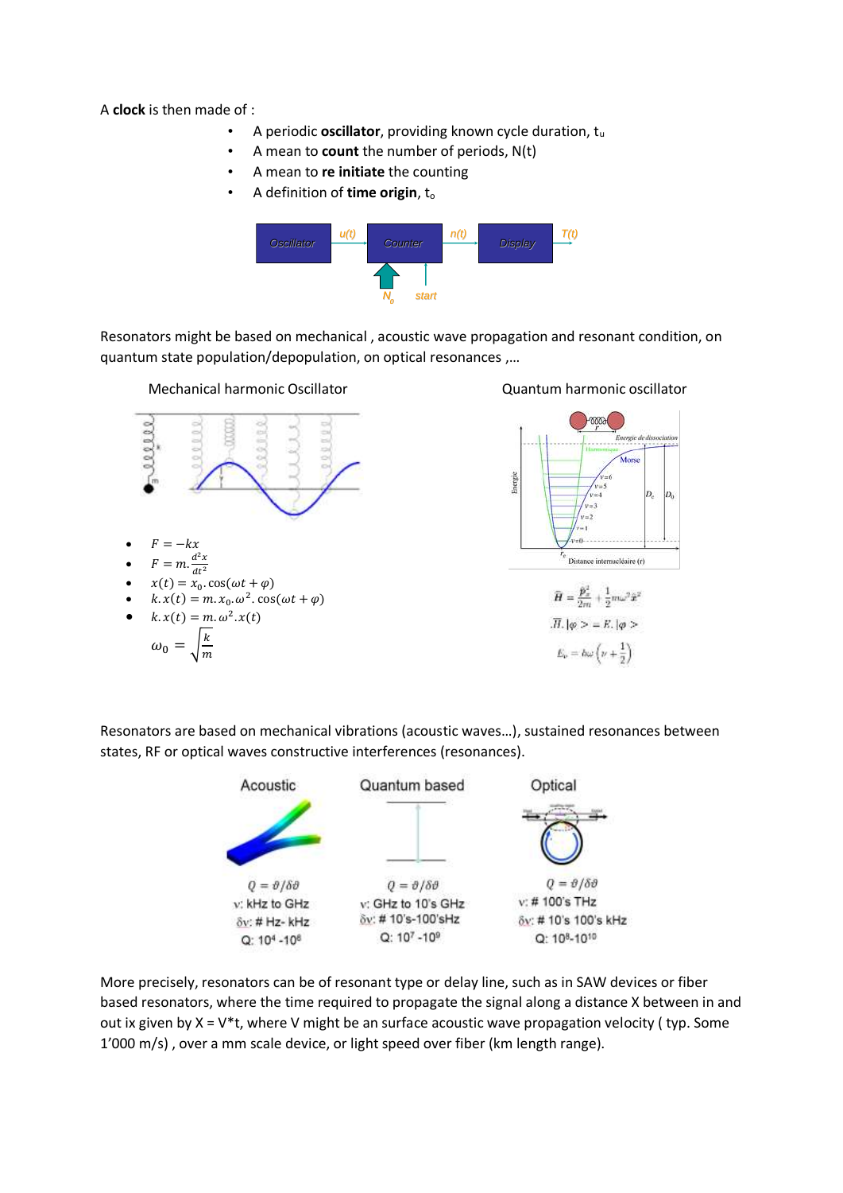A **clock** is then made of :

- A periodic **oscillator**, providing known cycle duration, $t_u$
- A mean to **count** the number of periods, N(t)
- A mean to **re initiate** the counting
- A definition of **time origin**, $t_o$

Oscillator → u(t) → Counter → n(t) → Display → T(t)

$N_0$ start

Resonators might be based on mechanical , acoustic wave propagation and resonant condition, on quantum state population/depopulation, on optical resonances ,...

Mechanical harmonic Oscillator

- $F = -kx$
- $F = m.\frac{d^2x}{dt^2}$
- $x(t) = x_0.\cos(\omega t + \varphi)$
- $k.x(t) = m.x_0.\omega^2.\cos(\omega t + \varphi)$
- $k.x(t) = m.\omega^2.x(t)$

$$\omega_0 = \sqrt{\frac{k}{m}}$$

Quantum harmonic oscillator

$$\hat{H} = \frac{\hat{p}_x^2}{2m} + \frac{1}{2}m\omega^2\hat{x}^2$$

$$\hat{H}.|\varphi> = E.|\varphi>$$

$$E_v = \hbar\omega\left(v + \frac{1}{2}\right)$$

Resonators are based on mechanical vibrations (acoustic waves…), sustained resonances between states, RF or optical waves constructive interferences (resonances).

| Acoustic | Quantum based | Optical |
|---|---|---|
| $Q = \vartheta/\delta\vartheta$ | $Q = \vartheta/\delta\vartheta$ | $Q = \vartheta/\delta\vartheta$ |
| ν: kHz to GHz | ν: GHz to 10's GHz | ν: # 100's THz |
| δν: # Hz- kHz | δν: # 10's-100'sHz | δν: # 10's 100's kHz |
| Q: $10^4$ -$10^6$ | Q: $10^7$ -$10^9$ | Q: $10^8$-$10^{10}$ |

More precisely, resonators can be of resonant type or delay line, such as in SAW devices or fiber based resonators, where the time required to propagate the signal along a distance X between in and out ix given by X = V*t, where V might be an surface acoustic wave propagation velocity ( typ. Some 1'000 m/s) , over a mm scale device, or light speed over fiber (km length range).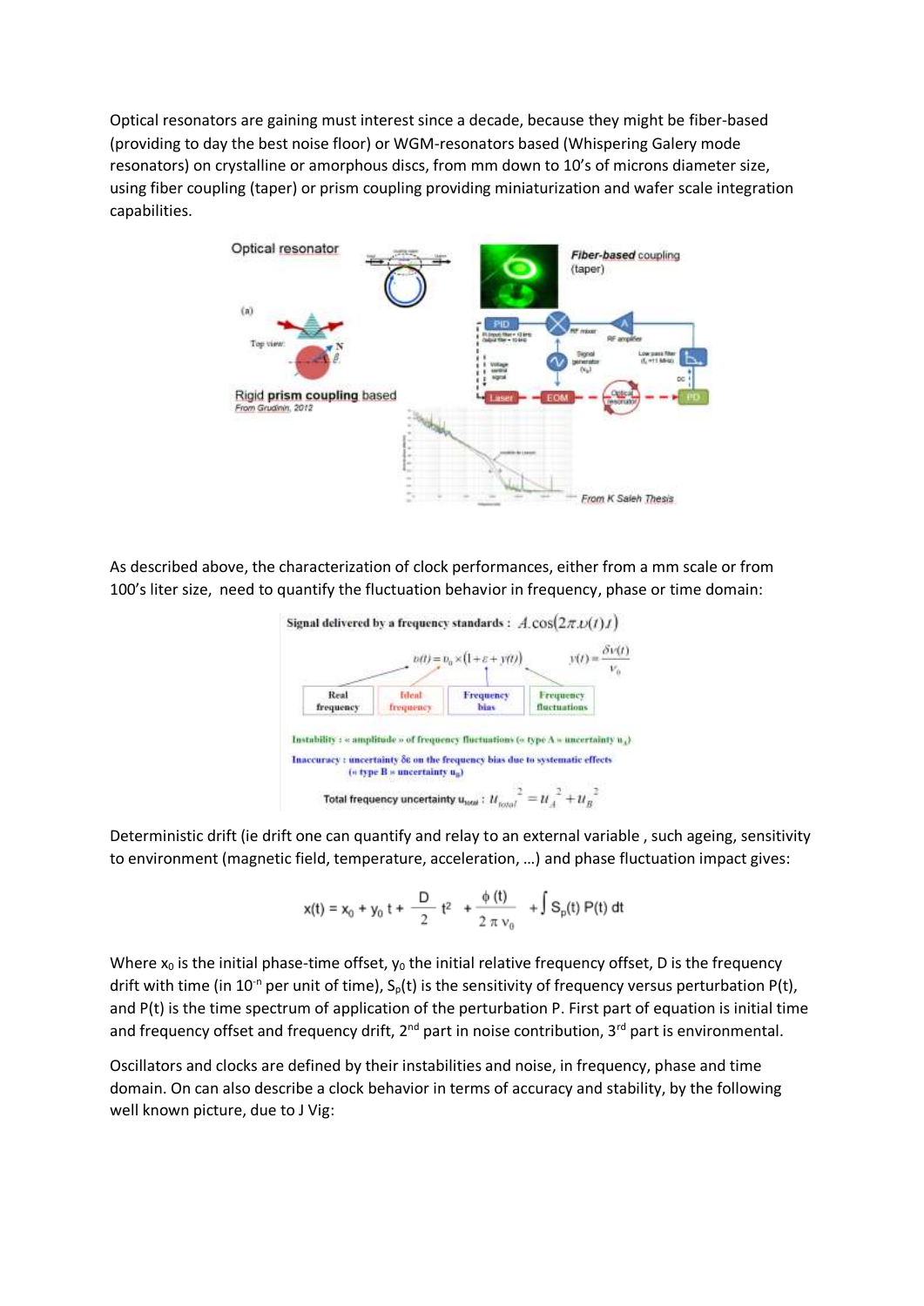Optical resonators are gaining must interest since a decade, because they might be fiber-based (providing to day the best noise floor) or WGM-resonators based (Whispering Galery mode resonators) on crystalline or amorphous discs, from mm down to 10's of microns diameter size, using fiber coupling (taper) or prism coupling providing miniaturization and wafer scale integration capabilities.

As described above, the characterization of clock performances, either from a mm scale or from 100's liter size, need to quantify the fluctuation behavior in frequency, phase or time domain:

Deterministic drift (ie drift one can quantify and relay to an external variable , such ageing, sensitivity to environment (magnetic field, temperature, acceleration, …) and phase fluctuation impact gives:

$$x(t) = x_0 + y_0\, t + \frac{D}{2}\, t^2 + \frac{\phi(t)}{2\pi\nu_0} + \int S_p(t)\, P(t)\, dt$$

Where $x_0$ is the initial phase-time offset, $y_0$ the initial relative frequency offset, D is the frequency drift with time (in $10^{-n}$ per unit of time), $S_p(t)$ is the sensitivity of frequency versus perturbation P(t), and P(t) is the time spectrum of application of the perturbation P. First part of equation is initial time and frequency offset and frequency drift, 2[nd] part in noise contribution, 3[rd] part is environmental.

Oscillators and clocks are defined by their instabilities and noise, in frequency, phase and time domain. On can also describe a clock behavior in terms of accuracy and stability, by the following well known picture, due to J Vig: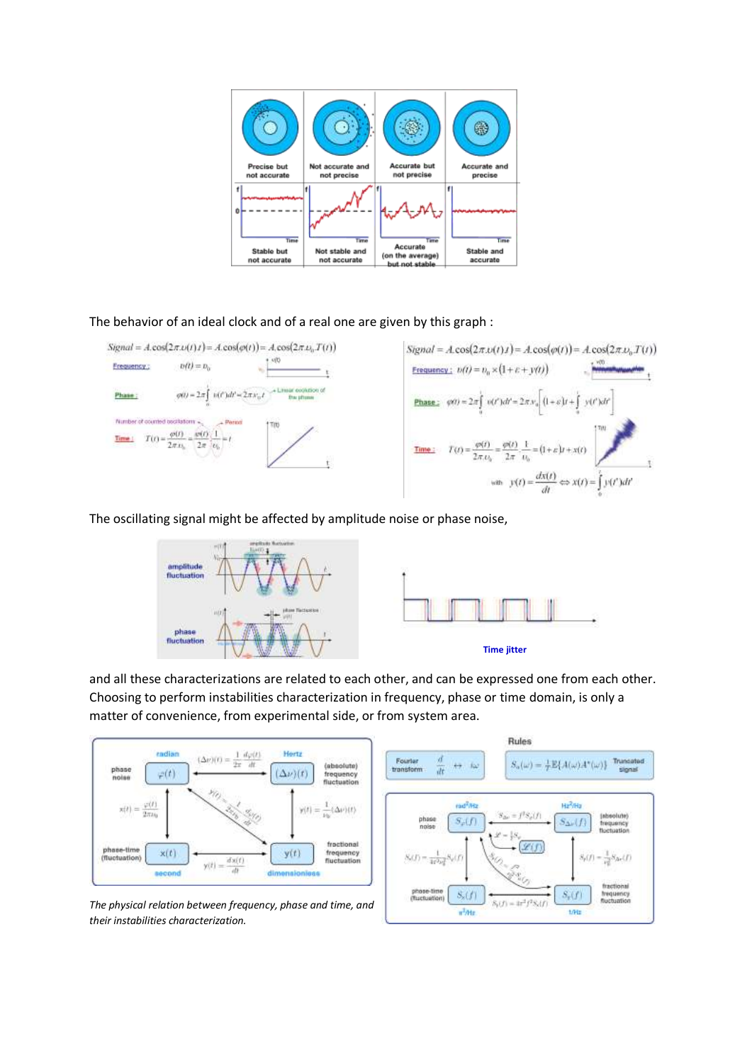The behavior of an ideal clock and of a real one are given by this graph :

The oscillating signal might be affected by amplitude noise or phase noise,

Time jitter

and all these characterizations are related to each other, and can be expressed one from each other. Choosing to perform instabilities characterization in frequency, phase or time domain, is only a matter of convenience, from experimental side, or from system area.

*The physical relation between frequency, phase and time, and their instabilities characterization.*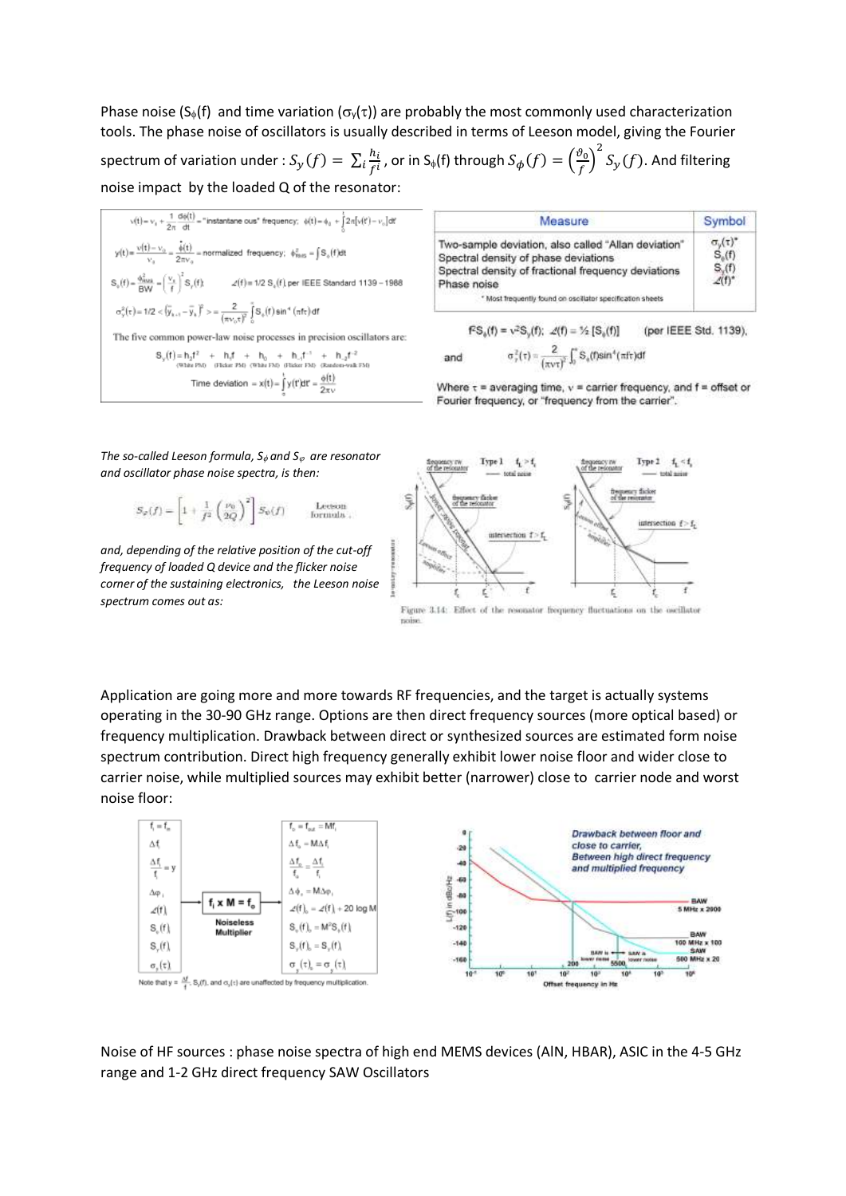Phase noise ($S_\phi(f)$ and time variation ($\sigma_y(\tau)$) are probably the most commonly used characterization tools. The phase noise of oscillators is usually described in terms of Leeson model, giving the Fourier spectrum of variation under : $S_y(f) = \sum_i \frac{h_i}{f^i}$, or in $S_\phi(f)$ through $S_\phi(f) = \left(\frac{\vartheta_0}{f}\right)^2 S_y(f)$. And filtering noise impact by the loaded Q of the resonator:

$$v(t) = v_0 + \frac{1}{2\pi}\frac{d\phi(t)}{dt} = \text{"instantaneous" frequency; } \phi(t) = \phi_0 + \int_0^t 2\pi[v(t') - v_0]dt'$$

$$y(t) = \frac{v(t) - v_0}{v_0} = \frac{\dot{\phi}(t)}{2\pi v_0} = \text{normalized frequency; } \phi^2_{RMS} = \int S_\phi(f)df$$

$$S_\phi(f) = \frac{\phi^2_{RMS}}{BW} = \left(\frac{v_0}{f}\right)^2 S_y(f); \quad \mathcal{L}(f) \equiv 1/2\, S_\phi(f) \text{ per IEEE Standard 1139-1988}$$

$$\sigma_y^2(\tau) = 1/2 < (\bar{y}_{k+1} - \bar{y}_k)^2 > = \frac{2}{(\pi v_0 \tau)^2}\int S_\phi(f)\sin^4(\pi f \tau)df$$

The five common power-law noise processes in precision oscillators are:

$$S_y(f) = h_2 f^2 + h_1 f + h_0 + h_{-1} f^{-1} + h_{-2} f^{-2}$$

(White PM) (Flicker PM) (White FM) (Flicker FM) (Random-walk FM)

$$\text{Time deviation} = x(t) = \int_0^t y(t')dt' = \frac{\phi(t)}{2\pi v}$$

| Measure | Symbol |
|---|---|
| Two-sample deviation, also called "Allan deviation" | $\sigma_y(\tau)$* |
| Spectral density of phase deviations | $S_\phi(f)$ |
| Spectral density of fractional frequency deviations | $S_y(f)$ |
| Phase noise | $\mathcal{L}(f)$* |

\* Most frequently found on oscillator specification sheets

$$f^2 S_\phi(f) = v^2 S_y(f); \quad \mathcal{L}(f) \equiv ½\,[S_\phi(f)] \quad \text{(per IEEE Std. 1139),}$$

and

$$\sigma_y^2(\tau) = \frac{2}{(\pi v \tau)^2}\int_0^\infty S_\phi(f)\sin^4(\pi f \tau)df$$

Where $\tau$ = averaging time, $v$ = carrier frequency, and f = offset or Fourier frequency, or "frequency from the carrier".

*The so-called Leeson formula, $S_\phi$ and $S_\varphi$ are resonator and oscillator phase noise spectra, is then:*

$$S_\varphi(f) = \left[1 + \frac{1}{f^2}\left(\frac{\nu_0}{2Q}\right)^2\right] S_\phi(f) \qquad \text{Leeson formula.}$$

*and, depending of the relative position of the cut-off frequency of loaded Q device and the flicker noise corner of the sustaining electronics, the Leeson noise spectrum comes out as:*

Figure 3.14: Effect of the resonator frequency fluctuations on the oscillator noise.

Application are going more and more towards RF frequencies, and the target is actually systems operating in the 30-90 GHz range. Options are then direct frequency sources (more optical based) or frequency multiplication. Drawback between direct or synthesized sources are estimated form noise spectrum contribution. Direct high frequency generally exhibit lower noise floor and wider close to carrier noise, while multiplied sources may exhibit better (narrower) close to carrier node and worst noise floor:

| Input | Noiseless Multiplier | Output |
|---|---|---|
| $f_i = f_{in}$ | | $f_o = f_{out} = Mf_i$ |
| $\Delta f_i$ | | $\Delta f_o = M\Delta f_i$ |
| $\frac{\Delta f_i}{f_i} = y$ | | $\frac{\Delta f_o}{f_o} = \frac{\Delta f_i}{f_i}$ |
| $\Delta\varphi_i$ | $f_i \times M = f_o$ | $\Delta\phi_o = M\Delta\varphi_i$ |
| $\mathcal{L}(f)_i$ | | $\mathcal{L}(f)_o = \mathcal{L}(f)_i + 20\log M$ |
| $S_\phi(f)_i$ | | $S_\phi(f)_o = M^2 S_\phi(f)_i$ |
| $S_y(f)_i$ | | $S_y(f)_o = S_y(f)_i$ |
| $\sigma_y(\tau)_i$ | | $\sigma_y(\tau)_o = \sigma_y(\tau)_i$ |

Note that $y = \frac{\Delta f}{f}$, $S_y(f)$, and $\sigma_y(\tau)$ are unaffected by frequency multiplication.

Drawback between floor and close to carrier, Between high direct frequency and multiplied frequency

Noise of HF sources : phase noise spectra of high end MEMS devices (AlN, HBAR), ASIC in the 4-5 GHz range and 1-2 GHz direct frequency SAW Oscillators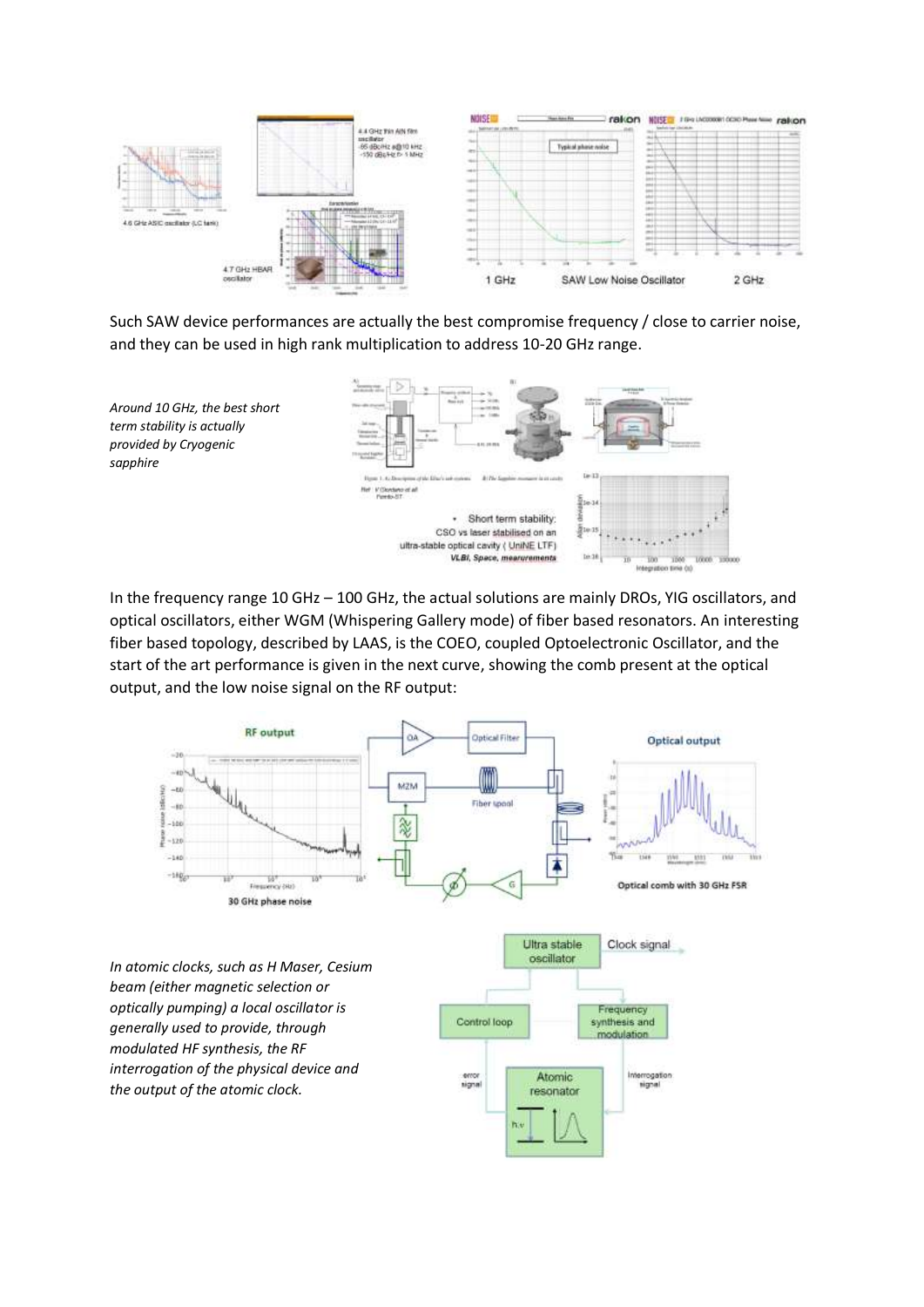Such SAW device performances are actually the best compromise frequency / close to carrier noise, and they can be used in high rank multiplication to address 10-20 GHz range.

*Around 10 GHz, the best short term stability is actually provided by Cryogenic sapphire*

In the frequency range 10 GHz – 100 GHz, the actual solutions are mainly DROs, YIG oscillators, and optical oscillators, either WGM (Whispering Gallery mode) of fiber based resonators. An interesting fiber based topology, described by LAAS, is the COEO, coupled Optoelectronic Oscillator, and the start of the art performance is given in the next curve, showing the comb present at the optical output, and the low noise signal on the RF output:

*In atomic clocks, such as H Maser, Cesium beam (either magnetic selection or optically pumping) a local oscillator is generally used to provide, through modulated HF synthesis, the RF interrogation of the physical device and the output of the atomic clock.*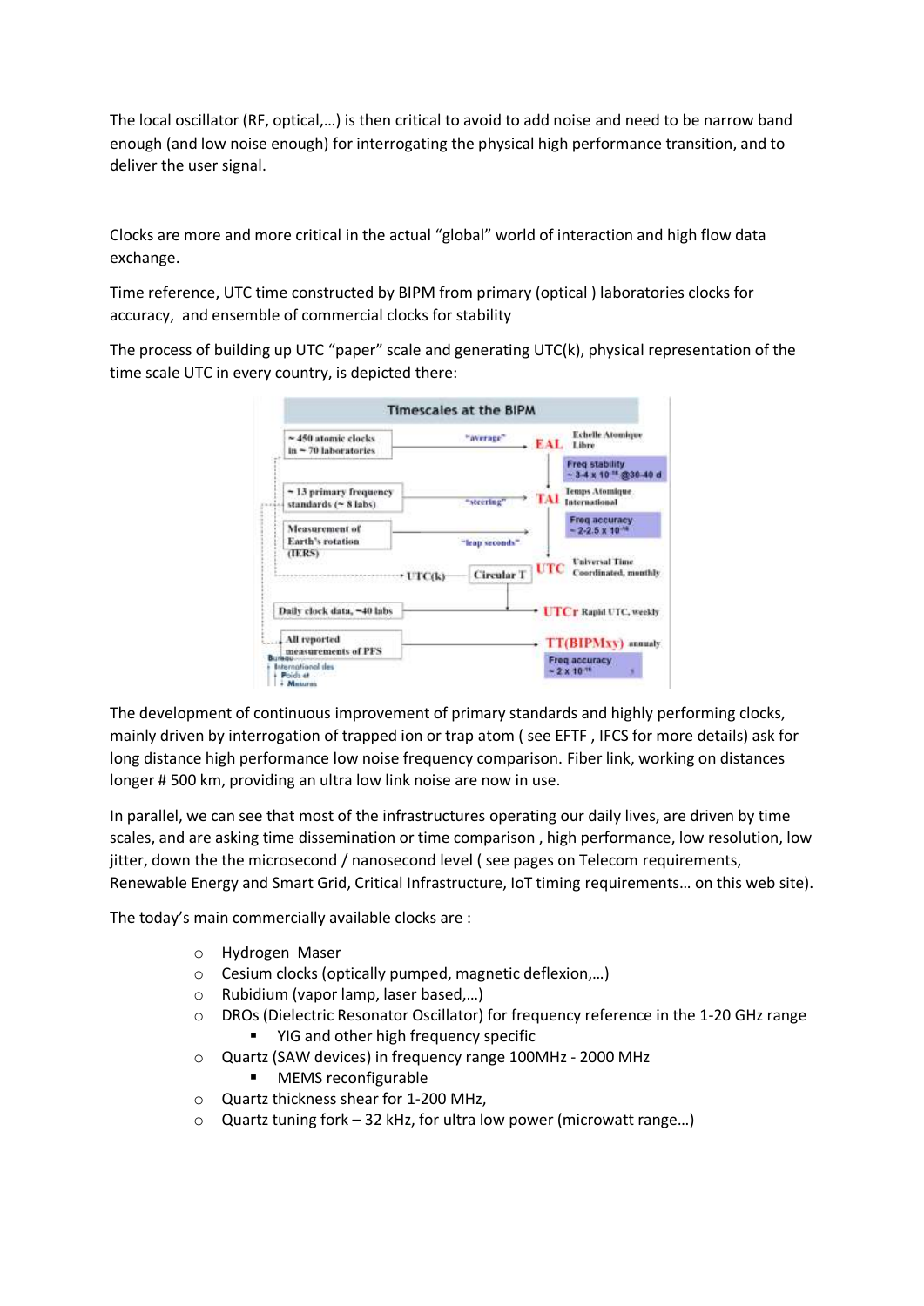The local oscillator (RF, optical,…) is then critical to avoid to add noise and need to be narrow band enough (and low noise enough) for interrogating the physical high performance transition, and to deliver the user signal.

Clocks are more and more critical in the actual "global" world of interaction and high flow data exchange.

Time reference, UTC time constructed by BIPM from primary (optical ) laboratories clocks for accuracy, and ensemble of commercial clocks for stability

The process of building up UTC "paper" scale and generating UTC(k), physical representation of the time scale UTC in every country, is depicted there:

The development of continuous improvement of primary standards and highly performing clocks, mainly driven by interrogation of trapped ion or trap atom ( see EFTF , IFCS for more details) ask for long distance high performance low noise frequency comparison. Fiber link, working on distances longer # 500 km, providing an ultra low link noise are now in use.

In parallel, we can see that most of the infrastructures operating our daily lives, are driven by time scales, and are asking time dissemination or time comparison , high performance, low resolution, low jitter, down the the microsecond / nanosecond level ( see pages on Telecom requirements, Renewable Energy and Smart Grid, Critical Infrastructure, IoT timing requirements… on this web site).

The today's main commercially available clocks are :

- Hydrogen Maser
- Cesium clocks (optically pumped, magnetic deflexion,…)
- Rubidium (vapor lamp, laser based,…)
- DROs (Dielectric Resonator Oscillator) for frequency reference in the 1-20 GHz range
  - YIG and other high frequency specific
- Quartz (SAW devices) in frequency range 100MHz - 2000 MHz
  - MEMS reconfigurable
- Quartz thickness shear for 1-200 MHz,
- Quartz tuning fork – 32 kHz, for ultra low power (microwatt range…)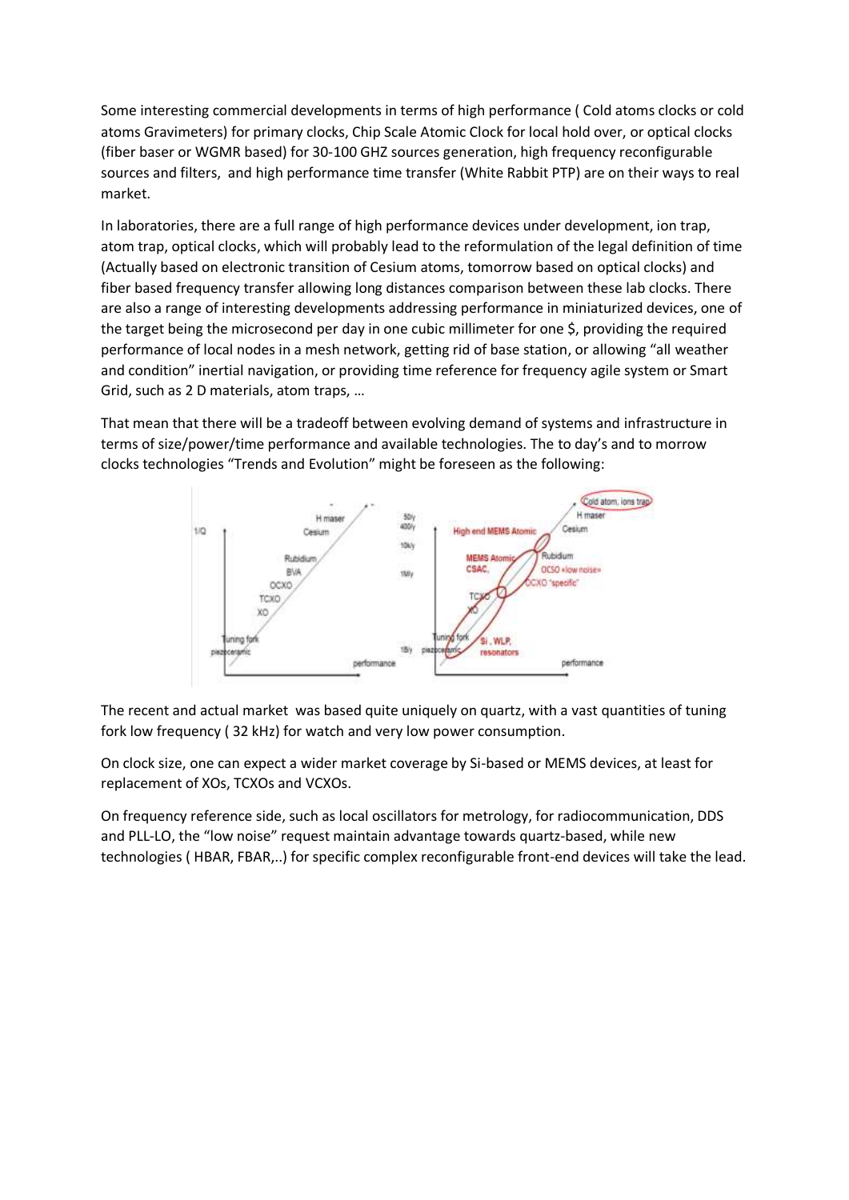Some interesting commercial developments in terms of high performance ( Cold atoms clocks or cold atoms Gravimeters) for primary clocks, Chip Scale Atomic Clock for local hold over, or optical clocks (fiber baser or WGMR based) for 30-100 GHZ sources generation, high frequency reconfigurable sources and filters, and high performance time transfer (White Rabbit PTP) are on their ways to real market.

In laboratories, there are a full range of high performance devices under development, ion trap, atom trap, optical clocks, which will probably lead to the reformulation of the legal definition of time (Actually based on electronic transition of Cesium atoms, tomorrow based on optical clocks) and fiber based frequency transfer allowing long distances comparison between these lab clocks. There are also a range of interesting developments addressing performance in miniaturized devices, one of the target being the microsecond per day in one cubic millimeter for one $, providing the required performance of local nodes in a mesh network, getting rid of base station, or allowing "all weather and condition" inertial navigation, or providing time reference for frequency agile system or Smart Grid, such as 2 D materials, atom traps, …

That mean that there will be a tradeoff between evolving demand of systems and infrastructure in terms of size/power/time performance and available technologies. The to day's and to morrow clocks technologies "Trends and Evolution" might be foreseen as the following:

The recent and actual market was based quite uniquely on quartz, with a vast quantities of tuning fork low frequency ( 32 kHz) for watch and very low power consumption.

On clock size, one can expect a wider market coverage by Si-based or MEMS devices, at least for replacement of XOs, TCXOs and VCXOs.

On frequency reference side, such as local oscillators for metrology, for radiocommunication, DDS and PLL-LO, the "low noise" request maintain advantage towards quartz-based, while new technologies ( HBAR, FBAR,..) for specific complex reconfigurable front-end devices will take the lead.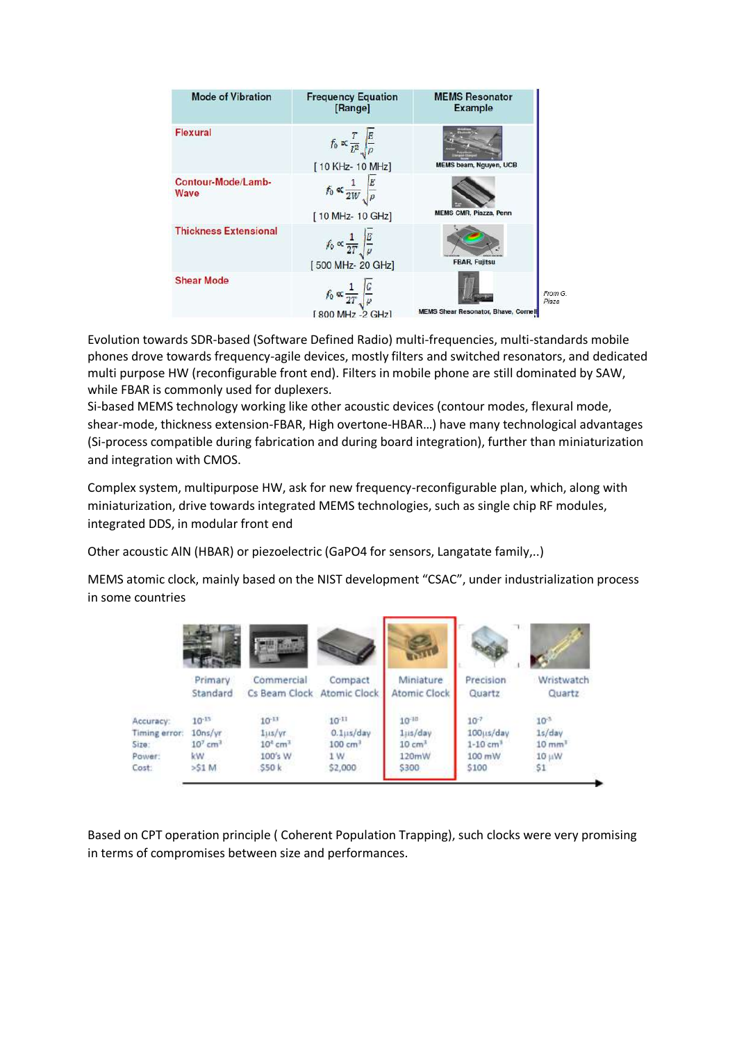| Mode of Vibration | Frequency Equation [Range] | MEMS Resonator Example |
| --- | --- | --- |
| Flexural | $f_0 \propto \frac{T}{L^2}\sqrt{\frac{E}{\rho}}$ [ 10 KHz- 10 MHz] | MEMS beam, Nguyen, UCB |
| Contour-Mode/Lamb-Wave | $f_0 \propto \frac{1}{2W}\sqrt{\frac{E}{\rho}}$ [ 10 MHz- 10 GHz] | MEMS CMR, Piazza, Penn |
| Thickness Extensional | $f_0 \propto \frac{1}{2T}\sqrt{\frac{E}{\rho}}$ [ 500 MHz- 20 GHz] | FBAR, Fujitsu |
| Shear Mode | $f_0 \propto \frac{1}{2T}\sqrt{\frac{G}{\rho}}$ [ 800 MHz -2 GHz] | MEMS Shear Resonator, Bhave, Cornell |

From G. Piaza

Evolution towards SDR-based (Software Defined Radio) multi-frequencies, multi-standards mobile phones drove towards frequency-agile devices, mostly filters and switched resonators, and dedicated multi purpose HW (reconfigurable front end). Filters in mobile phone are still dominated by SAW, while FBAR is commonly used for duplexers.
Si-based MEMS technology working like other acoustic devices (contour modes, flexural mode, shear-mode, thickness extension-FBAR, High overtone-HBAR…) have many technological advantages (Si-process compatible during fabrication and during board integration), further than miniaturization and integration with CMOS.

Complex system, multipurpose HW, ask for new frequency-reconfigurable plan, which, along with miniaturization, drive towards integrated MEMS technologies, such as single chip RF modules, integrated DDS, in modular front end

Other acoustic AlN (HBAR) or piezoelectric (GaPO4 for sensors, Langatate family,..)

MEMS atomic clock, mainly based on the NIST development "CSAC", under industrialization process in some countries

| | Primary Standard | Commercial Cs Beam Clock | Compact Atomic Clock | Miniature Atomic Clock | Precision Quartz | Wristwatch Quartz |
| --- | --- | --- | --- | --- | --- | --- |
| Accuracy: | $10^{-15}$ | $10^{-13}$ | $10^{-11}$ | $10^{-10}$ | $10^{-7}$ | $10^{-5}$ |
| Timing error: | 10ns/yr | 1μs/yr | 0.1μs/day | 1μs/day | 100μs/day | 1s/day |
| Size: | $10^7$ cm³ | $10^4$ cm³ | 100 cm³ | 10 cm³ | 1-10 cm³ | 10 mm³ |
| Power: | kW | 100's W | 1 W | 120mW | 100 mW | 10 μW |
| Cost: | >$1 M | $50 k | $2,000 | $300 | $100 | $1 |

Based on CPT operation principle ( Coherent Population Trapping), such clocks were very promising in terms of compromises between size and performances.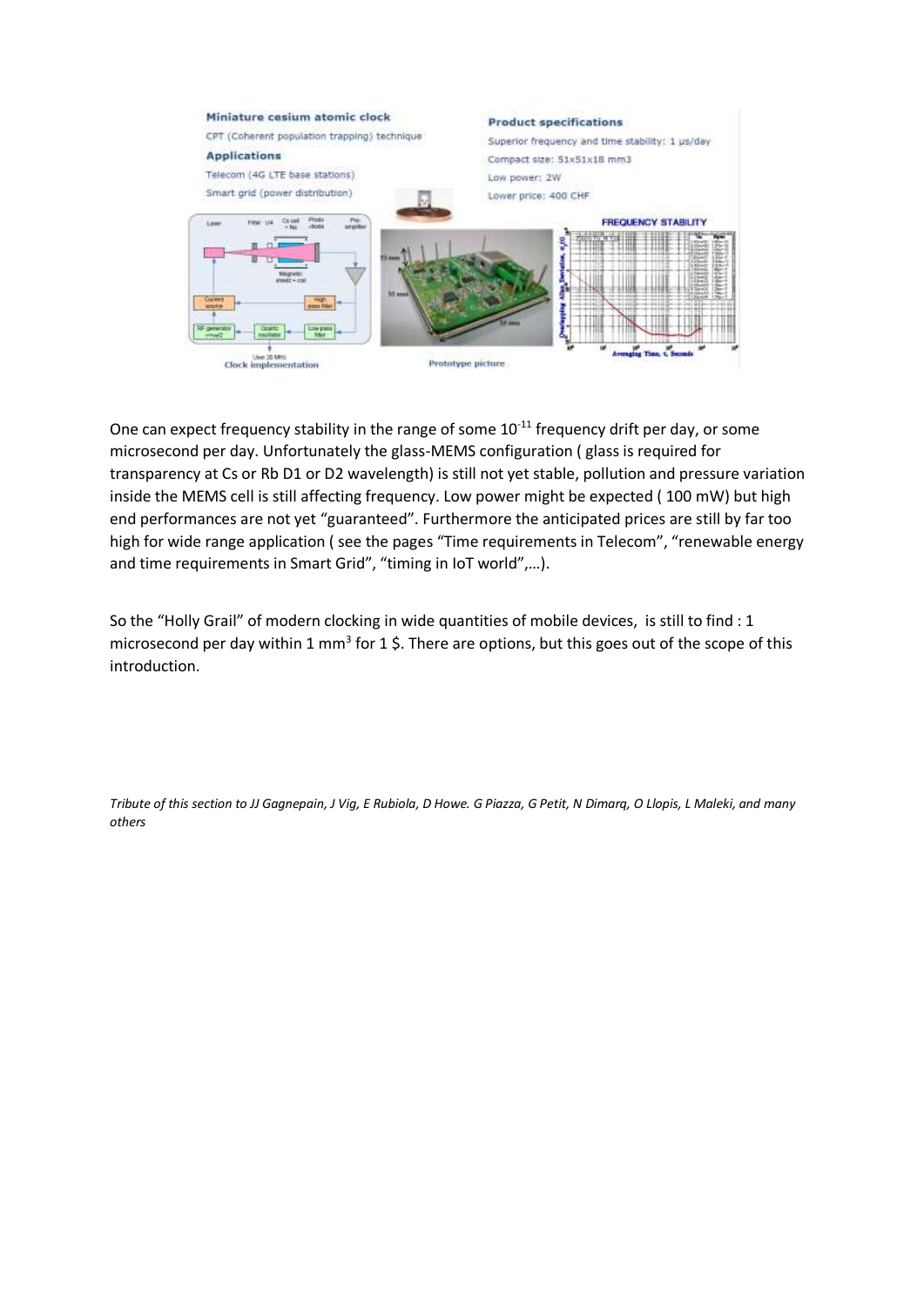Miniature cesium atomic clock

CPT (Coherent population trapping) technique

Applications

Telecom (4G LTE base stations)

Smart grid (power distribution)

Product specifications

Superior frequency and time stability: 1 µs/day

Compact size: 51x51x18 mm3

Low power: 2W

Lower price: 400 CHF

FREQUENCY STABILITY

Clock implementation

Prototype picture

One can expect frequency stability in the range of some $10^{-11}$ frequency drift per day, or some microsecond per day. Unfortunately the glass-MEMS configuration ( glass is required for transparency at Cs or Rb D1 or D2 wavelength) is still not yet stable, pollution and pressure variation inside the MEMS cell is still affecting frequency. Low power might be expected ( 100 mW) but high end performances are not yet "guaranteed". Furthermore the anticipated prices are still by far too high for wide range application ( see the pages "Time requirements in Telecom", "renewable energy and time requirements in Smart Grid", "timing in IoT world",…).

So the "Holly Grail" of modern clocking in wide quantities of mobile devices, is still to find : 1 microsecond per day within 1 $mm^3$ for 1 $. There are options, but this goes out of the scope of this introduction.

*Tribute of this section to JJ Gagnepain, J Vig, E Rubiola, D Howe. G Piazza, G Petit, N Dimarq, O Llopis, L Maleki, and many others*